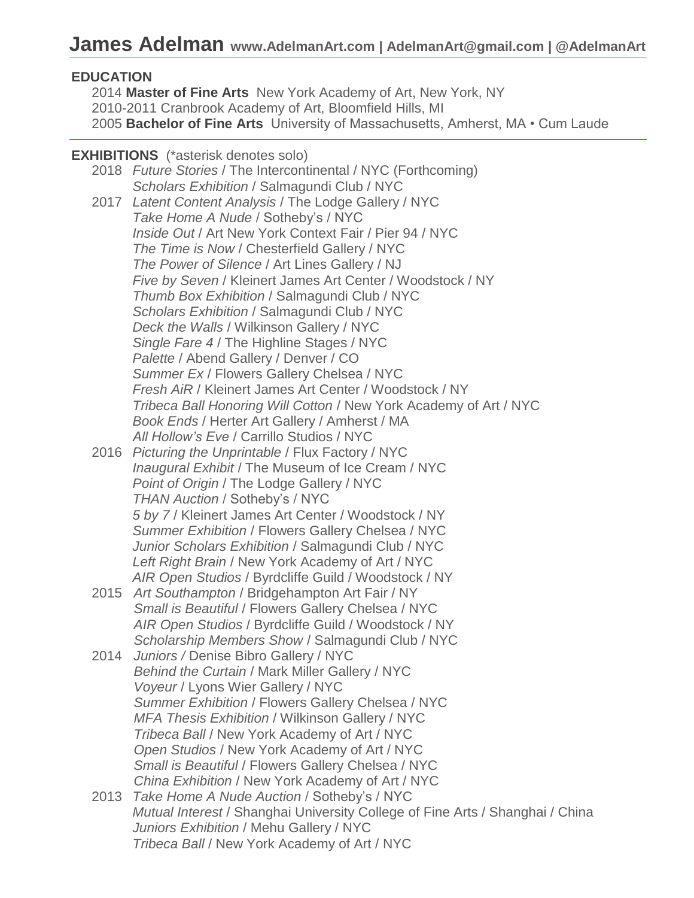# James Adelman www.AdelmanArt.com | AdelmanArt@gmail.com | @AdelmanArt

## EDUCATION

2014 **Master of Fine Arts** New York Academy of Art, New York, NY
2010-2011 Cranbrook Academy of Art, Bloomfield Hills, MI
2005 **Bachelor of Fine Arts** University of Massachusetts, Amherst, MA • Cum Laude

## EXHIBITIONS (*asterisk denotes solo)

2018 *Future Stories* / The Intercontinental / NYC (Forthcoming)
*Scholars Exhibition* / Salmagundi Club / NYC

2017 *Latent Content Analysis* / The Lodge Gallery / NYC
*Take Home A Nude* / Sotheby's / NYC
*Inside Out* / Art New York Context Fair / Pier 94 / NYC
*The Time is Now* / Chesterfield Gallery / NYC
*The Power of Silence* / Art Lines Gallery / NJ
*Five by Seven* / Kleinert James Art Center / Woodstock / NY
*Thumb Box Exhibition* / Salmagundi Club / NYC
*Scholars Exhibition* / Salmagundi Club / NYC
*Deck the Walls* / Wilkinson Gallery / NYC
*Single Fare 4* / The Highline Stages / NYC
*Palette* / Abend Gallery / Denver / CO
*Summer Ex* / Flowers Gallery Chelsea / NYC
*Fresh AiR* / Kleinert James Art Center / Woodstock / NY
*Tribeca Ball Honoring Will Cotton* / New York Academy of Art / NYC
*Book Ends* / Herter Art Gallery / Amherst / MA
*All Hollow's Eve* / Carrillo Studios / NYC

2016 *Picturing the Unprintable* / Flux Factory / NYC
*Inaugural Exhibit* / The Museum of Ice Cream / NYC
*Point of Origin* / The Lodge Gallery / NYC
*THAN Auction* / Sotheby's / NYC
*5 by 7* / Kleinert James Art Center / Woodstock / NY
*Summer Exhibition* / Flowers Gallery Chelsea / NYC
*Junior Scholars Exhibition* / Salmagundi Club / NYC
*Left Right Brain* / New York Academy of Art / NYC
*AIR Open Studios* / Byrdcliffe Guild / Woodstock / NY

2015 *Art Southampton* / Bridgehampton Art Fair / NY
*Small is Beautiful* / Flowers Gallery Chelsea / NYC
*AIR Open Studios* / Byrdcliffe Guild / Woodstock / NY
*Scholarship Members Show* / Salmagundi Club / NYC

2014 *Juniors /* Denise Bibro Gallery / NYC
*Behind the Curtain* / Mark Miller Gallery / NYC
*Voyeur* / Lyons Wier Gallery / NYC
*Summer Exhibition* / Flowers Gallery Chelsea / NYC
*MFA Thesis Exhibition* / Wilkinson Gallery / NYC
*Tribeca Ball* / New York Academy of Art / NYC
*Open Studios* / New York Academy of Art / NYC
*Small is Beautiful* / Flowers Gallery Chelsea / NYC
*China Exhibition* / New York Academy of Art / NYC

2013 *Take Home A Nude Auction* / Sotheby's / NYC
*Mutual Interest* / Shanghai University College of Fine Arts / Shanghai / China
*Juniors Exhibition* / Mehu Gallery / NYC
*Tribeca Ball* / New York Academy of Art / NYC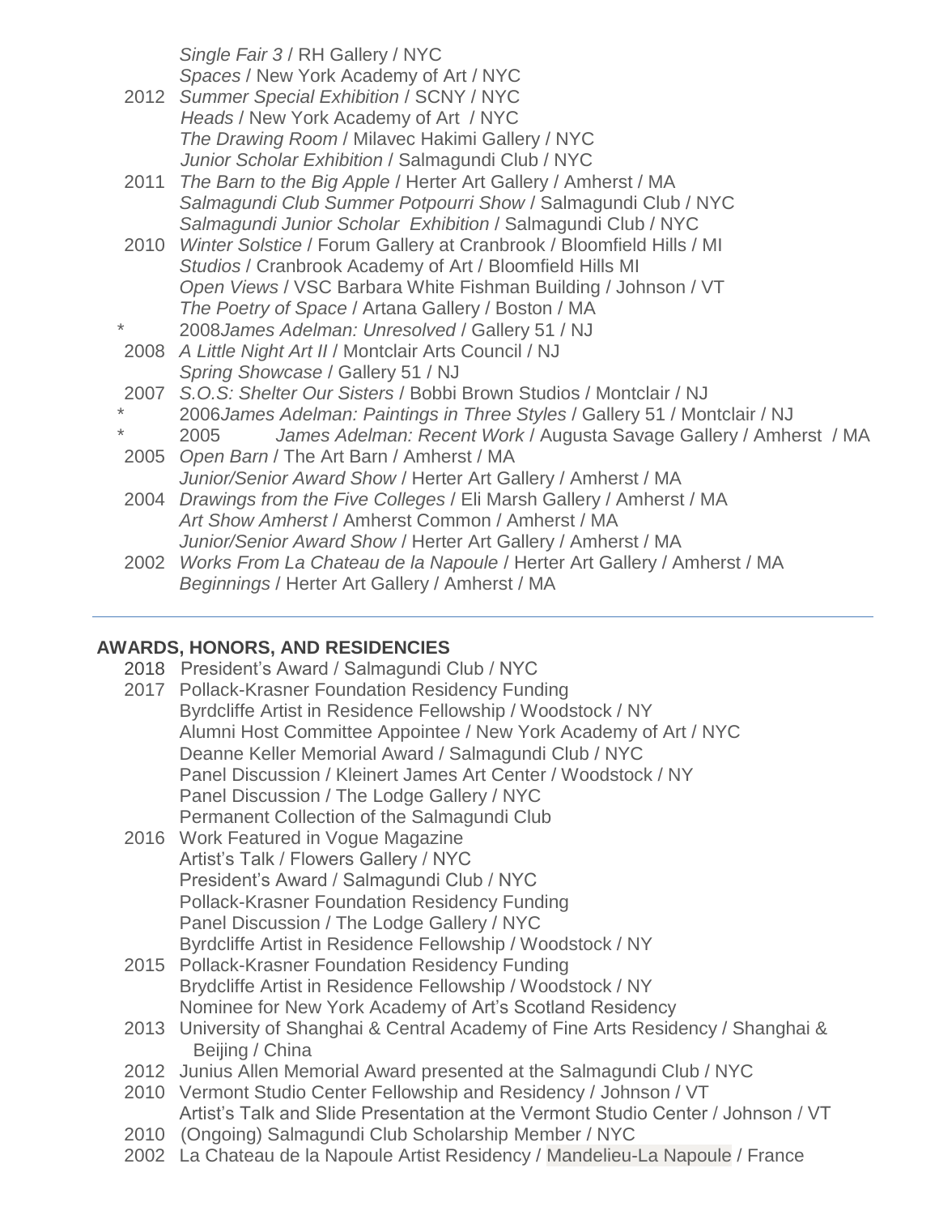*Single Fair 3* / RH Gallery / NYC
*Spaces* / New York Academy of Art / NYC

2012 *Summer Special Exhibition* / SCNY / NYC
*Heads* / New York Academy of Art / NYC
*The Drawing Room* / Milavec Hakimi Gallery / NYC
*Junior Scholar Exhibition* / Salmagundi Club / NYC

2011 *The Barn to the Big Apple* / Herter Art Gallery / Amherst / MA
*Salmagundi Club Summer Potpourri Show* / Salmagundi Club / NYC
*Salmagundi Junior Scholar Exhibition* / Salmagundi Club / NYC

2010 *Winter Solstice* / Forum Gallery at Cranbrook / Bloomfield Hills / MI
*Studios* / Cranbrook Academy of Art / Bloomfield Hills MI
*Open Views* / VSC Barbara White Fishman Building / Johnson / VT
*The Poetry of Space* / Artana Gallery / Boston / MA

\* 2008 *James Adelman: Unresolved* / Gallery 51 / NJ

2008 *A Little Night Art II* / Montclair Arts Council / NJ
*Spring Showcase* / Gallery 51 / NJ

2007 *S.O.S: Shelter Our Sisters* / Bobbi Brown Studios / Montclair / NJ

\* 2006 *James Adelman: Paintings in Three Styles* / Gallery 51 / Montclair / NJ

\* 2005 *James Adelman: Recent Work* / Augusta Savage Gallery / Amherst / MA

2005 *Open Barn* / The Art Barn / Amherst / MA
*Junior/Senior Award Show* / Herter Art Gallery / Amherst / MA

2004 *Drawings from the Five Colleges* / Eli Marsh Gallery / Amherst / MA
*Art Show Amherst* / Amherst Common / Amherst / MA
*Junior/Senior Award Show* / Herter Art Gallery / Amherst / MA

2002 *Works From La Chateau de la Napoule* / Herter Art Gallery / Amherst / MA
*Beginnings* / Herter Art Gallery / Amherst / MA

---

## AWARDS, HONORS, AND RESIDENCIES

2018 President's Award / Salmagundi Club / NYC

2017 Pollack-Krasner Foundation Residency Funding
Byrdcliffe Artist in Residence Fellowship / Woodstock / NY
Alumni Host Committee Appointee / New York Academy of Art / NYC
Deanne Keller Memorial Award / Salmagundi Club / NYC
Panel Discussion / Kleinert James Art Center / Woodstock / NY
Panel Discussion / The Lodge Gallery / NYC
Permanent Collection of the Salmagundi Club

2016 Work Featured in Vogue Magazine
Artist's Talk / Flowers Gallery / NYC
President's Award / Salmagundi Club / NYC
Pollack-Krasner Foundation Residency Funding
Panel Discussion / The Lodge Gallery / NYC
Byrdcliffe Artist in Residence Fellowship / Woodstock / NY

2015 Pollack-Krasner Foundation Residency Funding
Brydcliffe Artist in Residence Fellowship / Woodstock / NY
Nominee for New York Academy of Art's Scotland Residency

2013 University of Shanghai & Central Academy of Fine Arts Residency / Shanghai & Beijing / China

2012 Junius Allen Memorial Award presented at the Salmagundi Club / NYC

2010 Vermont Studio Center Fellowship and Residency / Johnson / VT
Artist's Talk and Slide Presentation at the Vermont Studio Center / Johnson / VT

2010 (Ongoing) Salmagundi Club Scholarship Member / NYC

2002 La Chateau de la Napoule Artist Residency / Mandelieu-La Napoule / France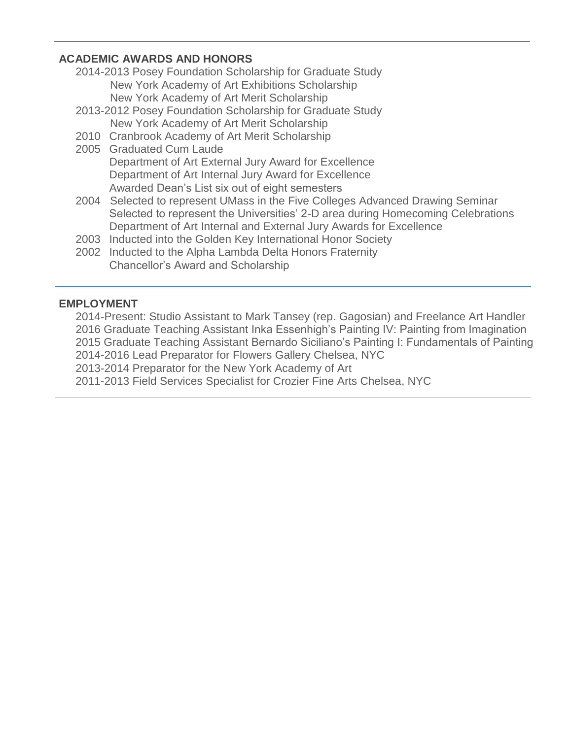## ACADEMIC AWARDS AND HONORS

2014-2013 Posey Foundation Scholarship for Graduate Study
New York Academy of Art Exhibitions Scholarship
New York Academy of Art Merit Scholarship

2013-2012 Posey Foundation Scholarship for Graduate Study
New York Academy of Art Merit Scholarship

2010 Cranbrook Academy of Art Merit Scholarship

2005 Graduated Cum Laude
Department of Art External Jury Award for Excellence
Department of Art Internal Jury Award for Excellence
Awarded Dean's List six out of eight semesters

2004 Selected to represent UMass in the Five Colleges Advanced Drawing Seminar
Selected to represent the Universities' 2-D area during Homecoming Celebrations
Department of Art Internal and External Jury Awards for Excellence

2003 Inducted into the Golden Key International Honor Society

2002 Inducted to the Alpha Lambda Delta Honors Fraternity
Chancellor's Award and Scholarship

## EMPLOYMENT

2014-Present: Studio Assistant to Mark Tansey (rep. Gagosian) and Freelance Art Handler
2016 Graduate Teaching Assistant Inka Essenhigh's Painting IV: Painting from Imagination
2015 Graduate Teaching Assistant Bernardo Siciliano's Painting I: Fundamentals of Painting
2014-2016 Lead Preparator for Flowers Gallery Chelsea, NYC
2013-2014 Preparator for the New York Academy of Art
2011-2013 Field Services Specialist for Crozier Fine Arts Chelsea, NYC